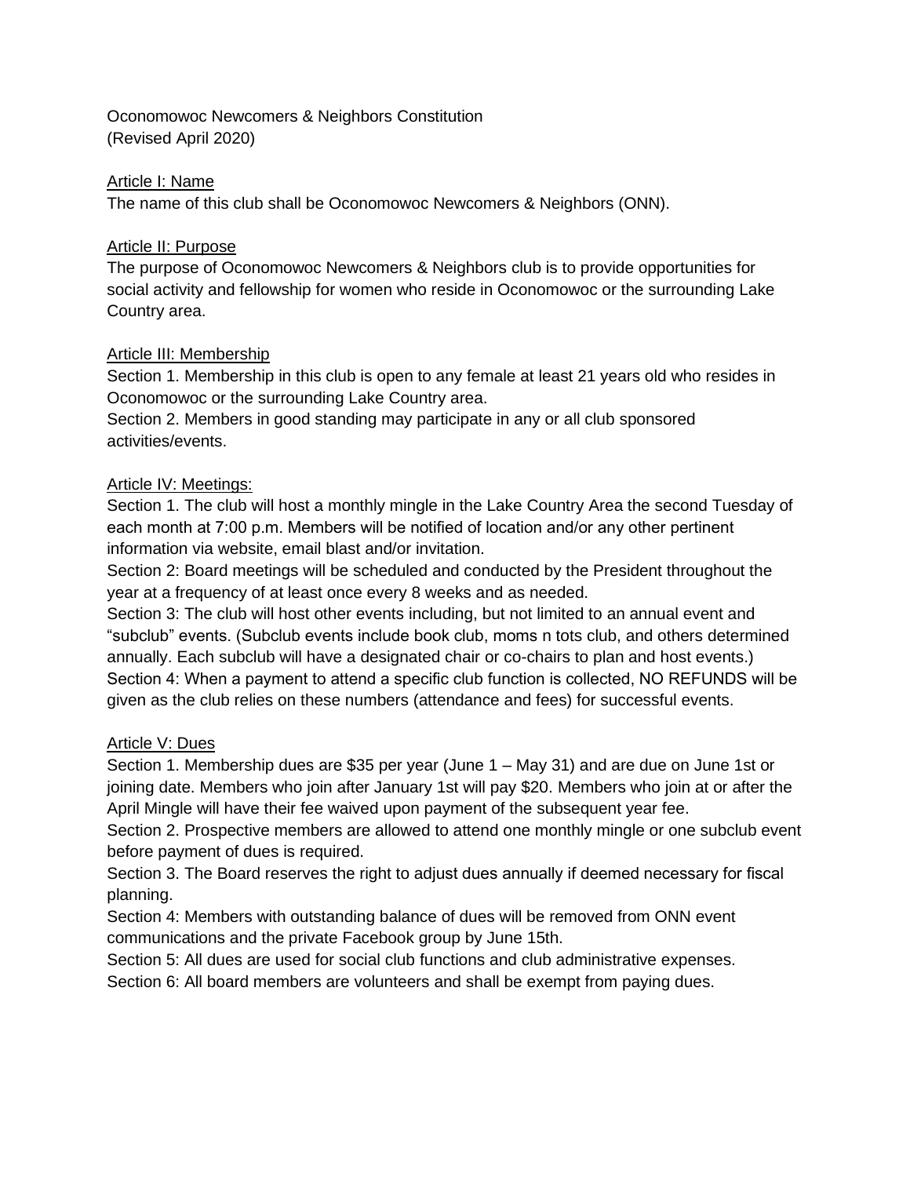Oconomowoc Newcomers & Neighbors Constitution
(Revised April 2020)

<u>Article I: Name</u>
The name of this club shall be Oconomowoc Newcomers & Neighbors (ONN).

<u>Article II: Purpose</u>
The purpose of Oconomowoc Newcomers & Neighbors club is to provide opportunities for social activity and fellowship for women who reside in Oconomowoc or the surrounding Lake Country area.

<u>Article III: Membership</u>
Section 1. Membership in this club is open to any female at least 21 years old who resides in Oconomowoc or the surrounding Lake Country area.
Section 2. Members in good standing may participate in any or all club sponsored activities/events.

<u>Article IV: Meetings:</u>
Section 1. The club will host a monthly mingle in the Lake Country Area the second Tuesday of each month at 7:00 p.m. Members will be notified of location and/or any other pertinent information via website, email blast and/or invitation.
Section 2: Board meetings will be scheduled and conducted by the President throughout the year at a frequency of at least once every 8 weeks and as needed.
Section 3: The club will host other events including, but not limited to an annual event and "subclub" events. (Subclub events include book club, moms n tots club, and others determined annually. Each subclub will have a designated chair or co-chairs to plan and host events.)
Section 4: When a payment to attend a specific club function is collected, NO REFUNDS will be given as the club relies on these numbers (attendance and fees) for successful events.

<u>Article V: Dues</u>
Section 1. Membership dues are $35 per year (June 1 – May 31) and are due on June 1st or joining date. Members who join after January 1st will pay $20. Members who join at or after the April Mingle will have their fee waived upon payment of the subsequent year fee.
Section 2. Prospective members are allowed to attend one monthly mingle or one subclub event before payment of dues is required.
Section 3. The Board reserves the right to adjust dues annually if deemed necessary for fiscal planning.
Section 4: Members with outstanding balance of dues will be removed from ONN event communications and the private Facebook group by June 15th.
Section 5: All dues are used for social club functions and club administrative expenses.
Section 6: All board members are volunteers and shall be exempt from paying dues.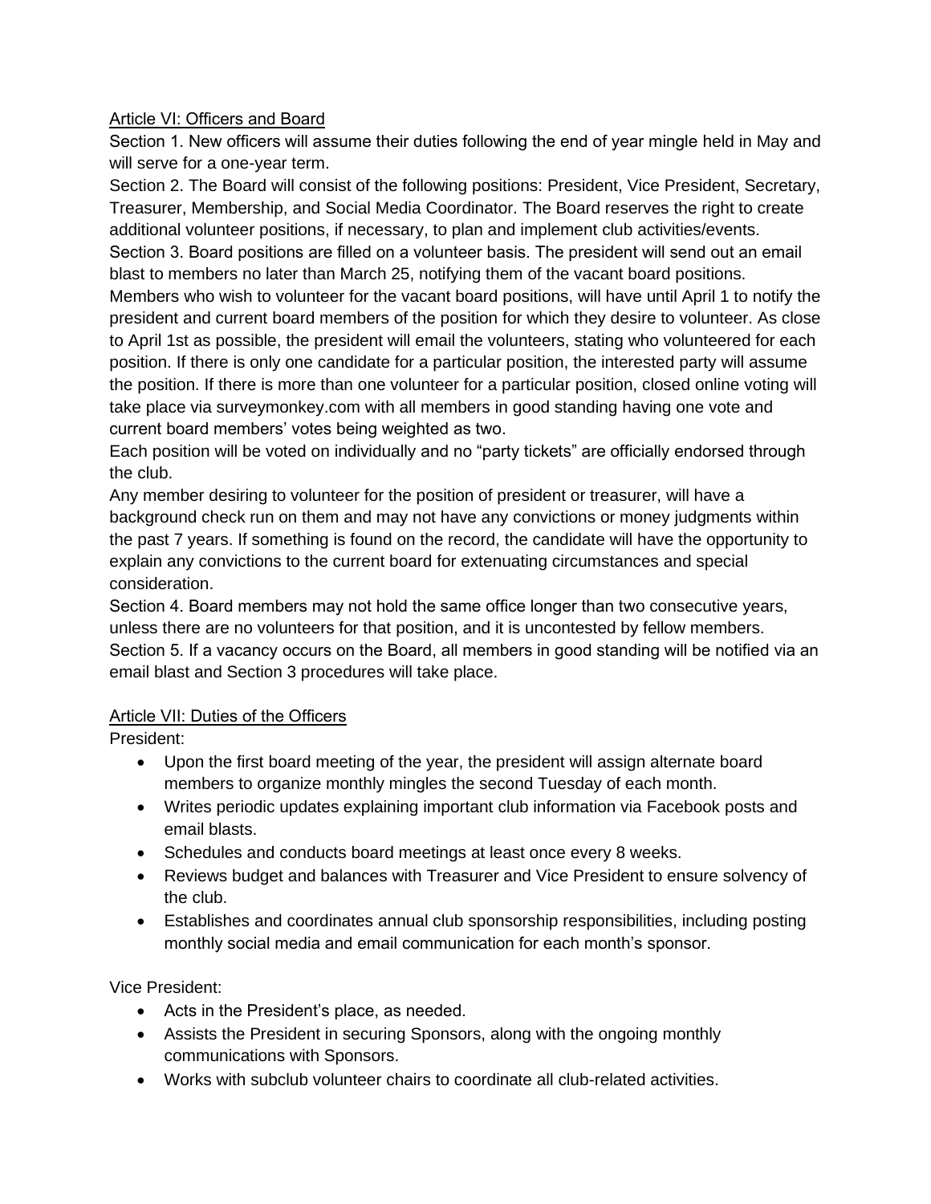## Article VI: Officers and Board

Section 1. New officers will assume their duties following the end of year mingle held in May and will serve for a one-year term.

Section 2. The Board will consist of the following positions: President, Vice President, Secretary, Treasurer, Membership, and Social Media Coordinator. The Board reserves the right to create additional volunteer positions, if necessary, to plan and implement club activities/events.

Section 3. Board positions are filled on a volunteer basis. The president will send out an email blast to members no later than March 25, notifying them of the vacant board positions. Members who wish to volunteer for the vacant board positions, will have until April 1 to notify the president and current board members of the position for which they desire to volunteer. As close to April 1st as possible, the president will email the volunteers, stating who volunteered for each position. If there is only one candidate for a particular position, the interested party will assume the position. If there is more than one volunteer for a particular position, closed online voting will take place via surveymonkey.com with all members in good standing having one vote and current board members' votes being weighted as two.

Each position will be voted on individually and no "party tickets" are officially endorsed through the club.

Any member desiring to volunteer for the position of president or treasurer, will have a background check run on them and may not have any convictions or money judgments within the past 7 years. If something is found on the record, the candidate will have the opportunity to explain any convictions to the current board for extenuating circumstances and special consideration.

Section 4. Board members may not hold the same office longer than two consecutive years, unless there are no volunteers for that position, and it is uncontested by fellow members.

Section 5. If a vacancy occurs on the Board, all members in good standing will be notified via an email blast and Section 3 procedures will take place.

## Article VII: Duties of the Officers

President:

- Upon the first board meeting of the year, the president will assign alternate board members to organize monthly mingles the second Tuesday of each month.
- Writes periodic updates explaining important club information via Facebook posts and email blasts.
- Schedules and conducts board meetings at least once every 8 weeks.
- Reviews budget and balances with Treasurer and Vice President to ensure solvency of the club.
- Establishes and coordinates annual club sponsorship responsibilities, including posting monthly social media and email communication for each month's sponsor.

Vice President:

- Acts in the President's place, as needed.
- Assists the President in securing Sponsors, along with the ongoing monthly communications with Sponsors.
- Works with subclub volunteer chairs to coordinate all club-related activities.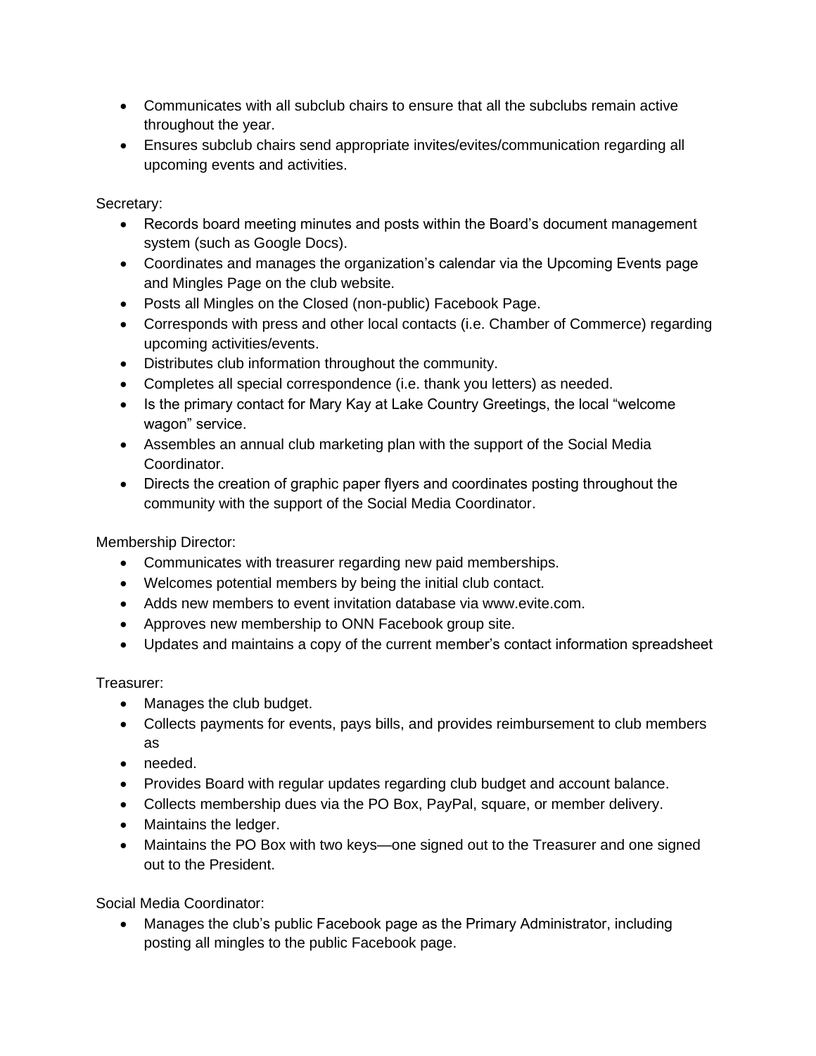- Communicates with all subclub chairs to ensure that all the subclubs remain active throughout the year.
- Ensures subclub chairs send appropriate invites/evites/communication regarding all upcoming events and activities.

Secretary:

- Records board meeting minutes and posts within the Board's document management system (such as Google Docs).
- Coordinates and manages the organization's calendar via the Upcoming Events page and Mingles Page on the club website.
- Posts all Mingles on the Closed (non-public) Facebook Page.
- Corresponds with press and other local contacts (i.e. Chamber of Commerce) regarding upcoming activities/events.
- Distributes club information throughout the community.
- Completes all special correspondence (i.e. thank you letters) as needed.
- Is the primary contact for Mary Kay at Lake Country Greetings, the local "welcome wagon" service.
- Assembles an annual club marketing plan with the support of the Social Media Coordinator.
- Directs the creation of graphic paper flyers and coordinates posting throughout the community with the support of the Social Media Coordinator.

Membership Director:

- Communicates with treasurer regarding new paid memberships.
- Welcomes potential members by being the initial club contact.
- Adds new members to event invitation database via www.evite.com.
- Approves new membership to ONN Facebook group site.
- Updates and maintains a copy of the current member's contact information spreadsheet

Treasurer:

- Manages the club budget.
- Collects payments for events, pays bills, and provides reimbursement to club members as
- needed.
- Provides Board with regular updates regarding club budget and account balance.
- Collects membership dues via the PO Box, PayPal, square, or member delivery.
- Maintains the ledger.
- Maintains the PO Box with two keys—one signed out to the Treasurer and one signed out to the President.

Social Media Coordinator:

- Manages the club's public Facebook page as the Primary Administrator, including posting all mingles to the public Facebook page.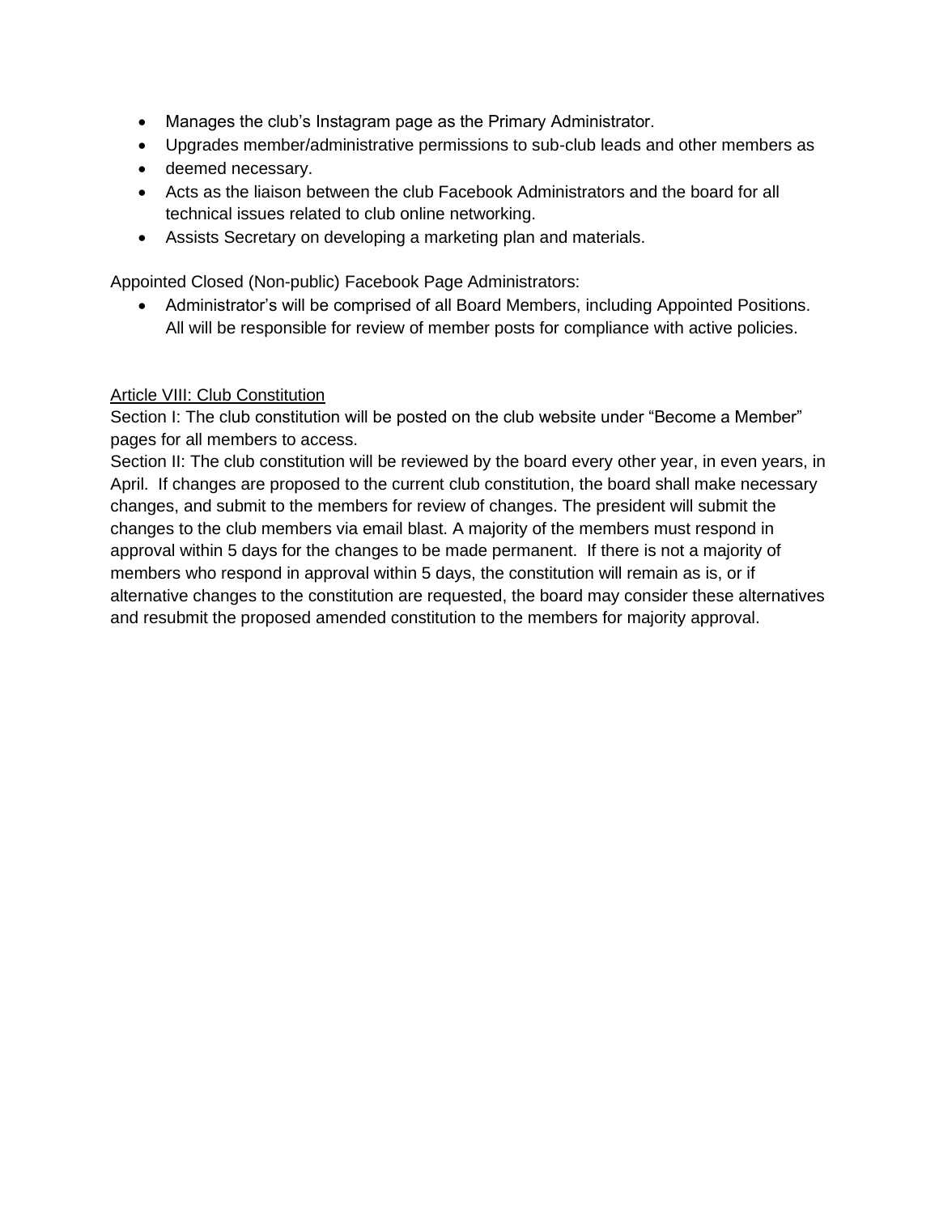- Manages the club's Instagram page as the Primary Administrator.
- Upgrades member/administrative permissions to sub-club leads and other members as
- deemed necessary.
- Acts as the liaison between the club Facebook Administrators and the board for all technical issues related to club online networking.
- Assists Secretary on developing a marketing plan and materials.

Appointed Closed (Non-public) Facebook Page Administrators:

- Administrator's will be comprised of all Board Members, including Appointed Positions. All will be responsible for review of member posts for compliance with active policies.

<u>Article VIII: Club Constitution</u>

Section I: The club constitution will be posted on the club website under "Become a Member" pages for all members to access.

Section II: The club constitution will be reviewed by the board every other year, in even years, in April. If changes are proposed to the current club constitution, the board shall make necessary changes, and submit to the members for review of changes. The president will submit the changes to the club members via email blast. A majority of the members must respond in approval within 5 days for the changes to be made permanent. If there is not a majority of members who respond in approval within 5 days, the constitution will remain as is, or if alternative changes to the constitution are requested, the board may consider these alternatives and resubmit the proposed amended constitution to the members for majority approval.